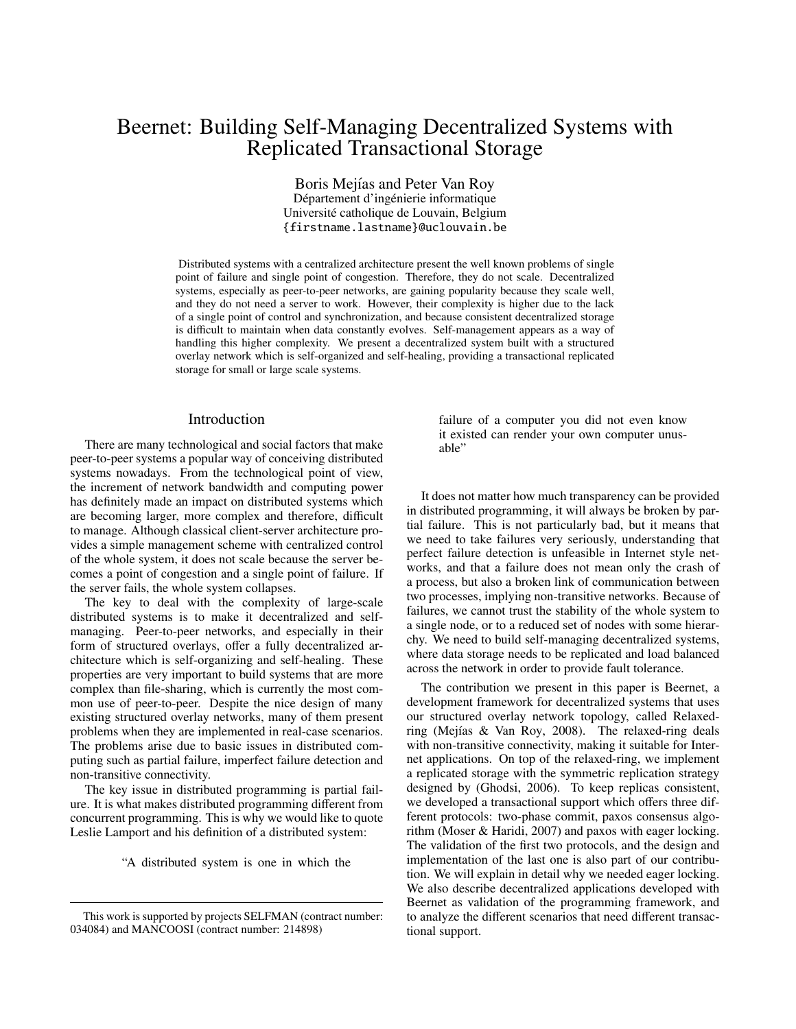# Beernet: Building Self-Managing Decentralized Systems with Replicated Transactional Storage

Boris Mejías and Peter Van Roy
Département d'ingénierie informatique
Université catholique de Louvain, Belgium
{firstname.lastname}@uclouvain.be

Distributed systems with a centralized architecture present the well known problems of single point of failure and single point of congestion. Therefore, they do not scale. Decentralized systems, especially as peer-to-peer networks, are gaining popularity because they scale well, and they do not need a server to work. However, their complexity is higher due to the lack of a single point of control and synchronization, and because consistent decentralized storage is difficult to maintain when data constantly evolves. Self-management appears as a way of handling this higher complexity. We present a decentralized system built with a structured overlay network which is self-organized and self-healing, providing a transactional replicated storage for small or large scale systems.

## Introduction

There are many technological and social factors that make peer-to-peer systems a popular way of conceiving distributed systems nowadays. From the technological point of view, the increment of network bandwidth and computing power has definitely made an impact on distributed systems which are becoming larger, more complex and therefore, difficult to manage. Although classical client-server architecture provides a simple management scheme with centralized control of the whole system, it does not scale because the server becomes a point of congestion and a single point of failure. If the server fails, the whole system collapses.

The key to deal with the complexity of large-scale distributed systems is to make it decentralized and self-managing. Peer-to-peer networks, and especially in their form of structured overlays, offer a fully decentralized architecture which is self-organizing and self-healing. These properties are very important to build systems that are more complex than file-sharing, which is currently the most common use of peer-to-peer. Despite the nice design of many existing structured overlay networks, many of them present problems when they are implemented in real-case scenarios. The problems arise due to basic issues in distributed computing such as partial failure, imperfect failure detection and non-transitive connectivity.

The key issue in distributed programming is partial failure. It is what makes distributed programming different from concurrent programming. This is why we would like to quote Leslie Lamport and his definition of a distributed system:

> "A distributed system is one in which the failure of a computer you did not even know it existed can render your own computer unusable"

It does not matter how much transparency can be provided in distributed programming, it will always be broken by partial failure. This is not particularly bad, but it means that we need to take failures very seriously, understanding that perfect failure detection is unfeasible in Internet style networks, and that a failure does not mean only the crash of a process, but also a broken link of communication between two processes, implying non-transitive networks. Because of failures, we cannot trust the stability of the whole system to a single node, or to a reduced set of nodes with some hierarchy. We need to build self-managing decentralized systems, where data storage needs to be replicated and load balanced across the network in order to provide fault tolerance.

The contribution we present in this paper is Beernet, a development framework for decentralized systems that uses our structured overlay network topology, called Relaxed-ring (Mejías & Van Roy, 2008). The relaxed-ring deals with non-transitive connectivity, making it suitable for Internet applications. On top of the relaxed-ring, we implement a replicated storage with the symmetric replication strategy designed by (Ghodsi, 2006). To keep replicas consistent, we developed a transactional support which offers three different protocols: two-phase commit, paxos consensus algorithm (Moser & Haridi, 2007) and paxos with eager locking. The validation of the first two protocols, and the design and implementation of the last one is also part of our contribution. We will explain in detail why we needed eager locking. We also describe decentralized applications developed with Beernet as validation of the programming framework, and to analyze the different scenarios that need different transactional support.

This work is supported by projects SELFMAN (contract number: 034084) and MANCOOSI (contract number: 214898)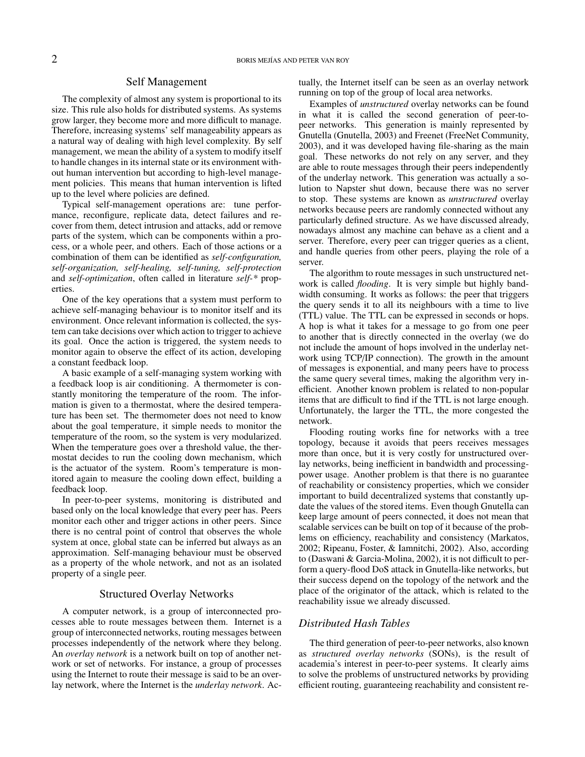## Self Management

The complexity of almost any system is proportional to its size. This rule also holds for distributed systems. As systems grow larger, they become more and more difficult to manage. Therefore, increasing systems' self manageability appears as a natural way of dealing with high level complexity. By self management, we mean the ability of a system to modify itself to handle changes in its internal state or its environment without human intervention but according to high-level management policies. This means that human intervention is lifted up to the level where policies are defined.

Typical self-management operations are: tune performance, reconfigure, replicate data, detect failures and recover from them, detect intrusion and attacks, add or remove parts of the system, which can be components within a process, or a whole peer, and others. Each of those actions or a combination of them can be identified as *self-configuration, self-organization, self-healing, self-tuning, self-protection* and *self-optimization*, often called in literature *self-\** properties.

One of the key operations that a system must perform to achieve self-managing behaviour is to monitor itself and its environment. Once relevant information is collected, the system can take decisions over which action to trigger to achieve its goal. Once the action is triggered, the system needs to monitor again to observe the effect of its action, developing a constant feedback loop.

A basic example of a self-managing system working with a feedback loop is air conditioning. A thermometer is constantly monitoring the temperature of the room. The information is given to a thermostat, where the desired temperature has been set. The thermometer does not need to know about the goal temperature, it simple needs to monitor the temperature of the room, so the system is very modularized. When the temperature goes over a threshold value, the thermostat decides to run the cooling down mechanism, which is the actuator of the system. Room's temperature is monitored again to measure the cooling down effect, building a feedback loop.

In peer-to-peer systems, monitoring is distributed and based only on the local knowledge that every peer has. Peers monitor each other and trigger actions in other peers. Since there is no central point of control that observes the whole system at once, global state can be inferred but always as an approximation. Self-managing behaviour must be observed as a property of the whole network, and not as an isolated property of a single peer.

## Structured Overlay Networks

A computer network, is a group of interconnected processes able to route messages between them. Internet is a group of interconnected networks, routing messages between processes independently of the network where they belong. An *overlay network* is a network built on top of another network or set of networks. For instance, a group of processes using the Internet to route their message is said to be an overlay network, where the Internet is the *underlay network*. Actually, the Internet itself can be seen as an overlay network running on top of the group of local area networks.

Examples of *unstructured* overlay networks can be found in what it is called the second generation of peer-to-peer networks. This generation is mainly represented by Gnutella (Gnutella, 2003) and Freenet (FreeNet Community, 2003), and it was developed having file-sharing as the main goal. These networks do not rely on any server, and they are able to route messages through their peers independently of the underlay network. This generation was actually a solution to Napster shut down, because there was no server to stop. These systems are known as *unstructured* overlay networks because peers are randomly connected without any particularly defined structure. As we have discussed already, nowadays almost any machine can behave as a client and a server. Therefore, every peer can trigger queries as a client, and handle queries from other peers, playing the role of a server.

The algorithm to route messages in such unstructured network is called *flooding*. It is very simple but highly bandwidth consuming. It works as follows: the peer that triggers the query sends it to all its neighbours with a time to live (TTL) value. The TTL can be expressed in seconds or hops. A hop is what it takes for a message to go from one peer to another that is directly connected in the overlay (we do not include the amount of hops involved in the underlay network using TCP/IP connection). The growth in the amount of messages is exponential, and many peers have to process the same query several times, making the algorithm very inefficient. Another known problem is related to non-popular items that are difficult to find if the TTL is not large enough. Unfortunately, the larger the TTL, the more congested the network.

Flooding routing works fine for networks with a tree topology, because it avoids that peers receives messages more than once, but it is very costly for unstructured overlay networks, being inefficient in bandwidth and processing-power usage. Another problem is that there is no guarantee of reachability or consistency properties, which we consider important to build decentralized systems that constantly update the values of the stored items. Even though Gnutella can keep large amount of peers connected, it does not mean that scalable services can be built on top of it because of the problems on efficiency, reachability and consistency (Markatos, 2002; Ripeanu, Foster, & Iamnitchi, 2002). Also, according to (Daswani & Garcia-Molina, 2002), it is not difficult to perform a query-flood DoS attack in Gnutella-like networks, but their success depend on the topology of the network and the place of the originator of the attack, which is related to the reachability issue we already discussed.

### *Distributed Hash Tables*

The third generation of peer-to-peer networks, also known as *structured overlay networks* (SONs), is the result of academia's interest in peer-to-peer systems. It clearly aims to solve the problems of unstructured networks by providing efficient routing, guaranteeing reachability and consistent re-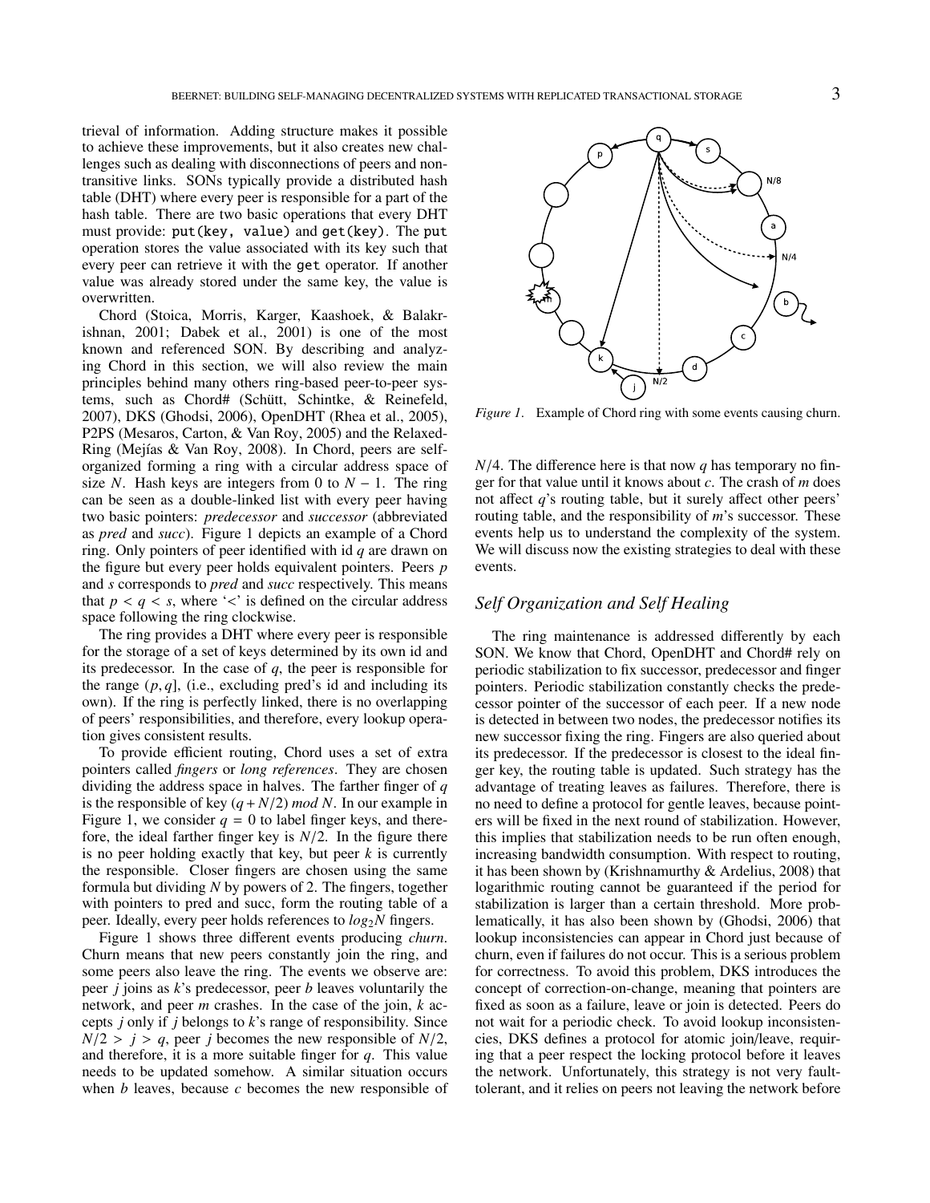trieval of information. Adding structure makes it possible to achieve these improvements, but it also creates new challenges such as dealing with disconnections of peers and non-transitive links. SONs typically provide a distributed hash table (DHT) where every peer is responsible for a part of the hash table. There are two basic operations that every DHT must provide: put(key, value) and get(key). The put operation stores the value associated with its key such that every peer can retrieve it with the get operator. If another value was already stored under the same key, the value is overwritten.

Chord (Stoica, Morris, Karger, Kaashoek, & Balakrishnan, 2001; Dabek et al., 2001) is one of the most known and referenced SON. By describing and analyzing Chord in this section, we will also review the main principles behind many others ring-based peer-to-peer systems, such as Chord# (Schütt, Schintke, & Reinefeld, 2007), DKS (Ghodsi, 2006), OpenDHT (Rhea et al., 2005), P2PS (Mesaros, Carton, & Van Roy, 2005) and the Relaxed-Ring (Mejías & Van Roy, 2008). In Chord, peers are self-organized forming a ring with a circular address space of size $N$. Hash keys are integers from 0 to $N-1$. The ring can be seen as a double-linked list with every peer having two basic pointers: *predecessor* and *successor* (abbreviated as *pred* and *succ*). Figure 1 depicts an example of a Chord ring. Only pointers of peer identified with id $q$ are drawn on the figure but every peer holds equivalent pointers. Peers $p$ and $s$ corresponds to *pred* and *succ* respectively. This means that $p < q < s$, where '<' is defined on the circular address space following the ring clockwise.

The ring provides a DHT where every peer is responsible for the storage of a set of keys determined by its own id and its predecessor. In the case of $q$, the peer is responsible for the range $(p, q]$, (i.e., excluding pred's id and including its own). If the ring is perfectly linked, there is no overlapping of peers' responsibilities, and therefore, every lookup operation gives consistent results.

To provide efficient routing, Chord uses a set of extra pointers called *fingers* or *long references*. They are chosen dividing the address space in halves. The farther finger of $q$ is the responsible of key $(q + N/2) \bmod N$. In our example in Figure 1, we consider $q = 0$ to label finger keys, and therefore, the ideal farther finger key is $N/2$. In the figure there is no peer holding exactly that key, but peer $k$ is currently the responsible. Closer fingers are chosen using the same formula but dividing $N$ by powers of 2. The fingers, together with pointers to pred and succ, form the routing table of a peer. Ideally, every peer holds references to $log_2 N$ fingers.

Figure 1 shows three different events producing *churn*. Churn means that new peers constantly join the ring, and some peers also leave the ring. The events we observe are: peer $j$ joins as $k$'s predecessor, peer $b$ leaves voluntarily the network, and peer $m$ crashes. In the case of the join, $k$ accepts $j$ only if $j$ belongs to $k$'s range of responsibility. Since $N/2 > j > q$, peer $j$ becomes the new responsible of $N/2$, and therefore, it is a more suitable finger for $q$. This value needs to be updated somehow. A similar situation occurs when $b$ leaves, because $c$ becomes the new responsible of $N/4$. The difference here is that now $q$ has temporary no finger for that value until it knows about $c$. The crash of $m$ does not affect $q$'s routing table, but it surely affect other peers' routing table, and the responsibility of $m$'s successor. These events help us to understand the complexity of the system. We will discuss now the existing strategies to deal with these events.

*Figure 1*. Example of Chord ring with some events causing churn.

## *Self Organization and Self Healing*

The ring maintenance is addressed differently by each SON. We know that Chord, OpenDHT and Chord# rely on periodic stabilization to fix successor, predecessor and finger pointers. Periodic stabilization constantly checks the predecessor pointer of the successor of each peer. If a new node is detected in between two nodes, the predecessor notifies its new successor fixing the ring. Fingers are also queried about its predecessor. If the predecessor is closest to the ideal finger key, the routing table is updated. Such strategy has the advantage of treating leaves as failures. Therefore, there is no need to define a protocol for gentle leaves, because pointers will be fixed in the next round of stabilization. However, this implies that stabilization needs to be run often enough, increasing bandwidth consumption. With respect to routing, it has been shown by (Krishnamurthy & Ardelius, 2008) that logarithmic routing cannot be guaranteed if the period for stabilization is larger than a certain threshold. More problematically, it has also been shown by (Ghodsi, 2006) that lookup inconsistencies can appear in Chord just because of churn, even if failures do not occur. This is a serious problem for correctness. To avoid this problem, DKS introduces the concept of correction-on-change, meaning that pointers are fixed as soon as a failure, leave or join is detected. Peers do not wait for a periodic check. To avoid lookup inconsistencies, DKS defines a protocol for atomic join/leave, requiring that a peer respect the locking protocol before it leaves the network. Unfortunately, this strategy is not very fault-tolerant, and it relies on peers not leaving the network before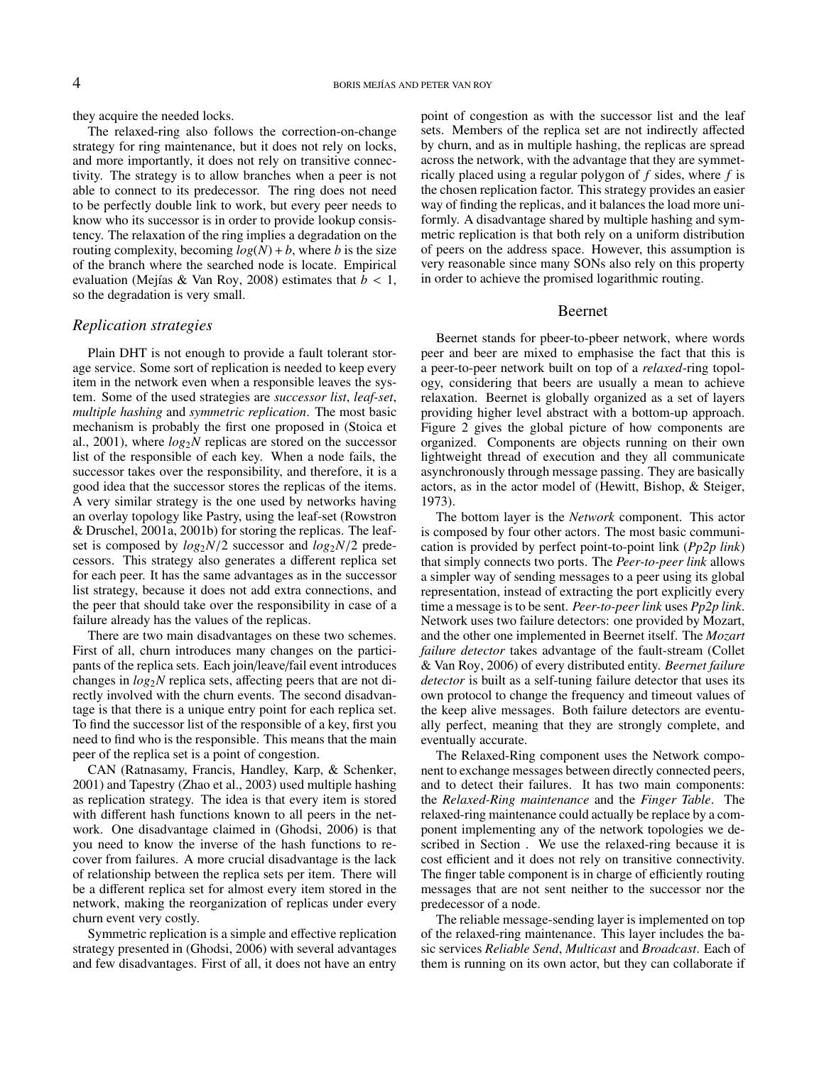they acquire the needed locks.

The relaxed-ring also follows the correction-on-change strategy for ring maintenance, but it does not rely on locks, and more importantly, it does not rely on transitive connectivity. The strategy is to allow branches when a peer is not able to connect to its predecessor. The ring does not need to be perfectly double link to work, but every peer needs to know who its successor is in order to provide lookup consistency. The relaxation of the ring implies a degradation on the routing complexity, becoming $log(N) + b$, where $b$ is the size of the branch where the searched node is locate. Empirical evaluation (Mejías & Van Roy, 2008) estimates that $b < 1$, so the degradation is very small.

## *Replication strategies*

Plain DHT is not enough to provide a fault tolerant storage service. Some sort of replication is needed to keep every item in the network even when a responsible leaves the system. Some of the used strategies are *successor list*, *leaf-set*, *multiple hashing* and *symmetric replication*. The most basic mechanism is probably the first one proposed in (Stoica et al., 2001), where $log_2 N$ replicas are stored on the successor list of the responsible of each key. When a node fails, the successor takes over the responsibility, and therefore, it is a good idea that the successor stores the replicas of the items. A very similar strategy is the one used by networks having an overlay topology like Pastry, using the leaf-set (Rowstron & Druschel, 2001a, 2001b) for storing the replicas. The leaf-set is composed by $log_2 N/2$ successor and $log_2 N/2$ predecessors. This strategy also generates a different replica set for each peer. It has the same advantages as in the successor list strategy, because it does not add extra connections, and the peer that should take over the responsibility in case of a failure already has the values of the replicas.

There are two main disadvantages on these two schemes. First of all, churn introduces many changes on the participants of the replica sets. Each join/leave/fail event introduces changes in $log_2 N$ replica sets, affecting peers that are not directly involved with the churn events. The second disadvantage is that there is a unique entry point for each replica set. To find the successor list of the responsible of a key, first you need to find who is the responsible. This means that the main peer of the replica set is a point of congestion.

CAN (Ratnasamy, Francis, Handley, Karp, & Schenker, 2001) and Tapestry (Zhao et al., 2003) used multiple hashing as replication strategy. The idea is that every item is stored with different hash functions known to all peers in the network. One disadvantage claimed in (Ghodsi, 2006) is that you need to know the inverse of the hash functions to recover from failures. A more crucial disadvantage is the lack of relationship between the replica sets per item. There will be a different replica set for almost every item stored in the network, making the reorganization of replicas under every churn event very costly.

Symmetric replication is a simple and effective replication strategy presented in (Ghodsi, 2006) with several advantages and few disadvantages. First of all, it does not have an entry point of congestion as with the successor list and the leaf sets. Members of the replica set are not indirectly affected by churn, and as in multiple hashing, the replicas are spread across the network, with the advantage that they are symmetrically placed using a regular polygon of $f$ sides, where $f$ is the chosen replication factor. This strategy provides an easier way of finding the replicas, and it balances the load more uniformly. A disadvantage shared by multiple hashing and symmetric replication is that both rely on a uniform distribution of peers on the address space. However, this assumption is very reasonable since many SONs also rely on this property in order to achieve the promised logarithmic routing.

# Beernet

Beernet stands for pbeer-to-pbeer network, where words peer and beer are mixed to emphasise the fact that this is a peer-to-peer network built on top of a *relaxed*-ring topology, considering that beers are usually a mean to achieve relaxation. Beernet is globally organized as a set of layers providing higher level abstract with a bottom-up approach. Figure 2 gives the global picture of how components are organized. Components are objects running on their own lightweight thread of execution and they all communicate asynchronously through message passing. They are basically actors, as in the actor model of (Hewitt, Bishop, & Steiger, 1973).

The bottom layer is the *Network* component. This actor is composed by four other actors. The most basic communication is provided by perfect point-to-point link (*Pp2p link*) that simply connects two ports. The *Peer-to-peer link* allows a simpler way of sending messages to a peer using its global representation, instead of extracting the port explicitly every time a message is to be sent. *Peer-to-peer link* uses *Pp2p link*. Network uses two failure detectors: one provided by Mozart, and the other one implemented in Beernet itself. The *Mozart failure detector* takes advantage of the fault-stream (Collet & Van Roy, 2006) of every distributed entity. *Beernet failure detector* is built as a self-tuning failure detector that uses its own protocol to change the frequency and timeout values of the keep alive messages. Both failure detectors are eventually perfect, meaning that they are strongly complete, and eventually accurate.

The Relaxed-Ring component uses the Network component to exchange messages between directly connected peers, and to detect their failures. It has two main components: the *Relaxed-Ring maintenance* and the *Finger Table*. The relaxed-ring maintenance could actually be replace by a component implementing any of the network topologies we described in Section . We use the relaxed-ring because it is cost efficient and it does not rely on transitive connectivity. The finger table component is in charge of efficiently routing messages that are not sent neither to the successor nor the predecessor of a node.

The reliable message-sending layer is implemented on top of the relaxed-ring maintenance. This layer includes the basic services *Reliable Send*, *Multicast* and *Broadcast*. Each of them is running on its own actor, but they can collaborate if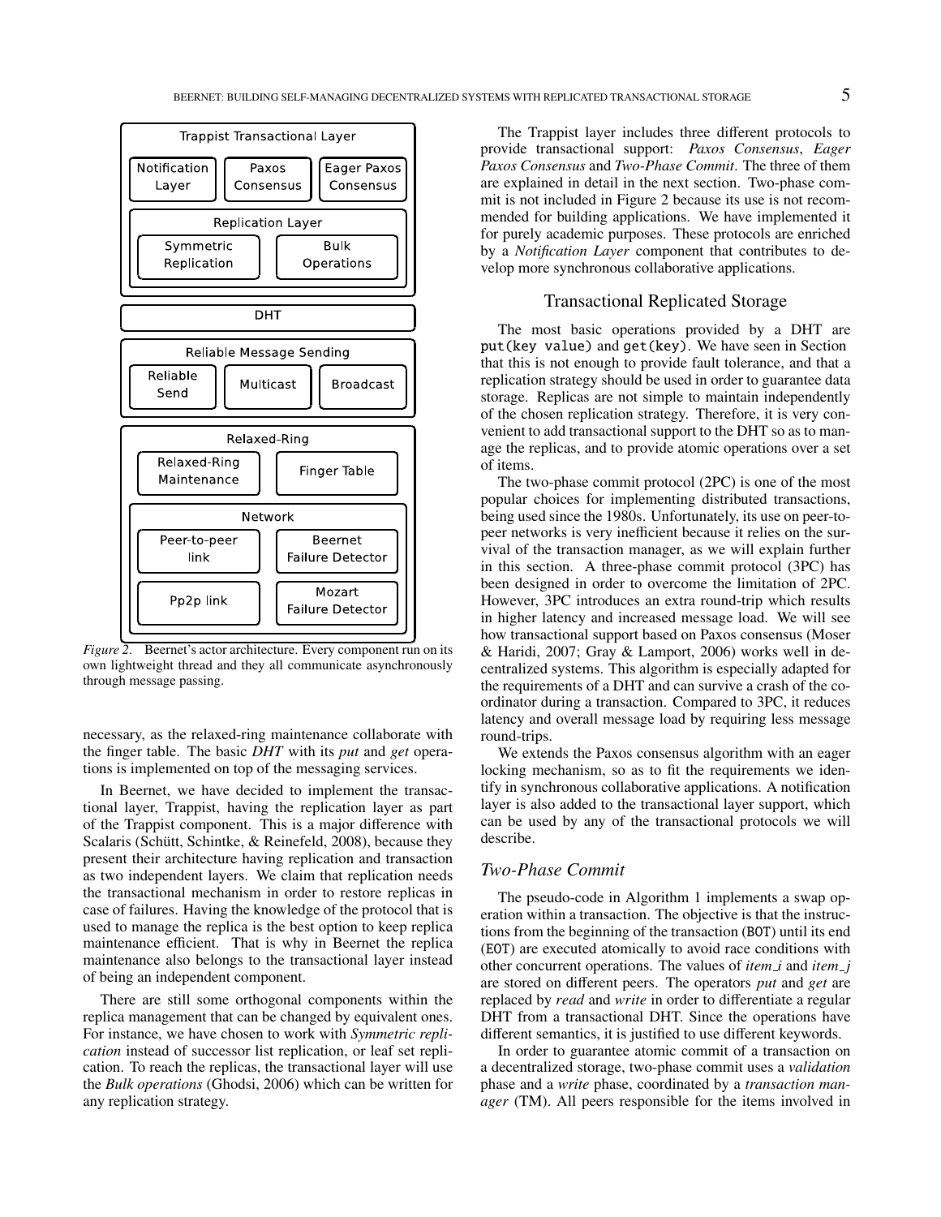*Figure 2*. Beernet's actor architecture. Every component run on its own lightweight thread and they all communicate asynchronously through message passing.

necessary, as the relaxed-ring maintenance collaborate with the finger table. The basic *DHT* with its *put* and *get* operations is implemented on top of the messaging services.

In Beernet, we have decided to implement the transactional layer, Trappist, having the replication layer as part of the Trappist component. This is a major difference with Scalaris (Schütt, Schintke, & Reinefeld, 2008), because they present their architecture having replication and transaction as two independent layers. We claim that replication needs the transactional mechanism in order to restore replicas in case of failures. Having the knowledge of the protocol that is used to manage the replica is the best option to keep replica maintenance efficient. That is why in Beernet the replica maintenance also belongs to the transactional layer instead of being an independent component.

There are still some orthogonal components within the replica management that can be changed by equivalent ones. For instance, we have chosen to work with *Symmetric replication* instead of successor list replication, or leaf set replication. To reach the replicas, the transactional layer will use the *Bulk operations* (Ghodsi, 2006) which can be written for any replication strategy.

The Trappist layer includes three different protocols to provide transactional support: *Paxos Consensus*, *Eager Paxos Consensus* and *Two-Phase Commit*. The three of them are explained in detail in the next section. Two-phase commit is not included in Figure 2 because its use is not recommended for building applications. We have implemented it for purely academic purposes. These protocols are enriched by a *Notification Layer* component that contributes to develop more synchronous collaborative applications.

## Transactional Replicated Storage

The most basic operations provided by a DHT are `put(key value)` and `get(key)`. We have seen in Section that this is not enough to provide fault tolerance, and that a replication strategy should be used in order to guarantee data storage. Replicas are not simple to maintain independently of the chosen replication strategy. Therefore, it is very convenient to add transactional support to the DHT so as to manage the replicas, and to provide atomic operations over a set of items.

The two-phase commit protocol (2PC) is one of the most popular choices for implementing distributed transactions, being used since the 1980s. Unfortunately, its use on peer-to-peer networks is very inefficient because it relies on the survival of the transaction manager, as we will explain further in this section. A three-phase commit protocol (3PC) has been designed in order to overcome the limitation of 2PC. However, 3PC introduces an extra round-trip which results in higher latency and increased message load. We will see how transactional support based on Paxos consensus (Moser & Haridi, 2007; Gray & Lamport, 2006) works well in decentralized systems. This algorithm is especially adapted for the requirements of a DHT and can survive a crash of the coordinator during a transaction. Compared to 3PC, it reduces latency and overall message load by requiring less message round-trips.

We extends the Paxos consensus algorithm with an eager locking mechanism, so as to fit the requirements we identify in synchronous collaborative applications. A notification layer is also added to the transactional layer support, which can be used by any of the transactional protocols we will describe.

### *Two-Phase Commit*

The pseudo-code in Algorithm 1 implements a swap operation within a transaction. The objective is that the instructions from the beginning of the transaction (`BOT`) until its end (`EOT`) are executed atomically to avoid race conditions with other concurrent operations. The values of *item_i* and *item_j* are stored on different peers. The operators *put* and *get* are replaced by *read* and *write* in order to differentiate a regular DHT from a transactional DHT. Since the operations have different semantics, it is justified to use different keywords.

In order to guarantee atomic commit of a transaction on a decentralized storage, two-phase commit uses a *validation* phase and a *write* phase, coordinated by a *transaction manager* (TM). All peers responsible for the items involved in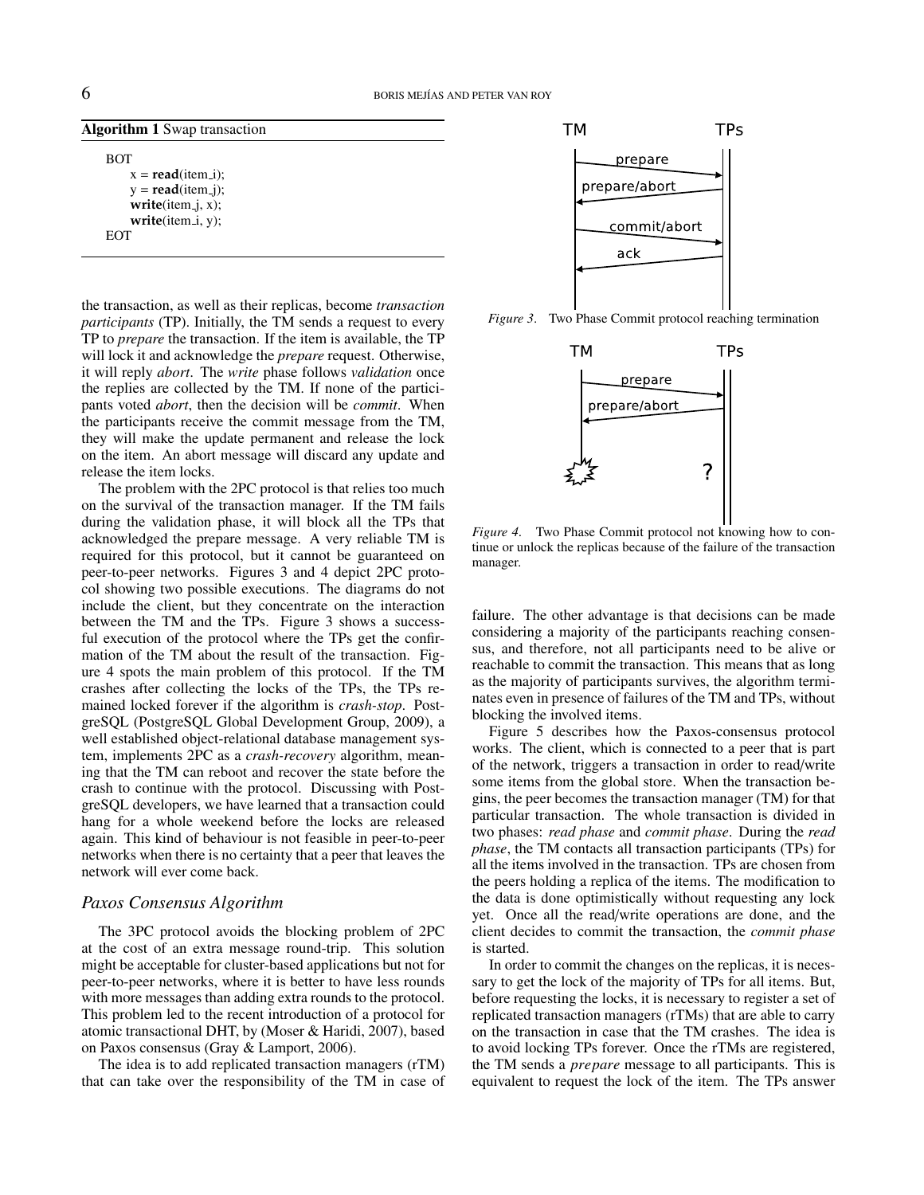**Algorithm 1** Swap transaction

```
BOT
    x = read(item_i);
    y = read(item_j);
    write(item_j, x);
    write(item_i, y);
EOT
```

the transaction, as well as their replicas, become *transaction participants* (TP). Initially, the TM sends a request to every TP to *prepare* the transaction. If the item is available, the TP will lock it and acknowledge the *prepare* request. Otherwise, it will reply *abort*. The *write* phase follows *validation* once the replies are collected by the TM. If none of the participants voted *abort*, then the decision will be *commit*. When the participants receive the commit message from the TM, they will make the update permanent and release the lock on the item. An abort message will discard any update and release the item locks.

The problem with the 2PC protocol is that relies too much on the survival of the transaction manager. If the TM fails during the validation phase, it will block all the TPs that acknowledged the prepare message. A very reliable TM is required for this protocol, but it cannot be guaranteed on peer-to-peer networks. Figures 3 and 4 depict 2PC protocol showing two possible executions. The diagrams do not include the client, but they concentrate on the interaction between the TM and the TPs. Figure 3 shows a successful execution of the protocol where the TPs get the confirmation of the TM about the result of the transaction. Figure 4 spots the main problem of this protocol. If the TM crashes after collecting the locks of the TPs, the TPs remained locked forever if the algorithm is *crash-stop*. PostgreSQL (PostgreSQL Global Development Group, 2009), a well established object-relational database management system, implements 2PC as a *crash-recovery* algorithm, meaning that the TM can reboot and recover the state before the crash to continue with the protocol. Discussing with PostgreSQL developers, we have learned that a transaction could hang for a whole weekend before the locks are released again. This kind of behaviour is not feasible in peer-to-peer networks when there is no certainty that a peer that leaves the network will ever come back.

### Paxos Consensus Algorithm

The 3PC protocol avoids the blocking problem of 2PC at the cost of an extra message round-trip. This solution might be acceptable for cluster-based applications but not for peer-to-peer networks, where it is better to have less rounds with more messages than adding extra rounds to the protocol. This problem led to the recent introduction of a protocol for atomic transactional DHT, by (Moser & Haridi, 2007), based on Paxos consensus (Gray & Lamport, 2006).

The idea is to add replicated transaction managers (rTM) that can take over the responsibility of the TM in case of

TM
TPs
prepare
prepare/abort
commit/abort
ack

*Figure 3*. Two Phase Commit protocol reaching termination

TM
TPs
prepare
prepare/abort
?

*Figure 4*. Two Phase Commit protocol not knowing how to continue or unlock the replicas because of the failure of the transaction manager.

failure. The other advantage is that decisions can be made considering a majority of the participants reaching consensus, and therefore, not all participants need to be alive or reachable to commit the transaction. This means that as long as the majority of participants survives, the algorithm terminates even in presence of failures of the TM and TPs, without blocking the involved items.

Figure 5 describes how the Paxos-consensus protocol works. The client, which is connected to a peer that is part of the network, triggers a transaction in order to read/write some items from the global store. When the transaction begins, the peer becomes the transaction manager (TM) for that particular transaction. The whole transaction is divided in two phases: *read phase* and *commit phase*. During the *read phase*, the TM contacts all transaction participants (TPs) for all the items involved in the transaction. TPs are chosen from the peers holding a replica of the items. The modification to the data is done optimistically without requesting any lock yet. Once all the read/write operations are done, and the client decides to commit the transaction, the *commit phase* is started.

In order to commit the changes on the replicas, it is necessary to get the lock of the majority of TPs for all items. But, before requesting the locks, it is necessary to register a set of replicated transaction managers (rTMs) that are able to carry on the transaction in case that the TM crashes. The idea is to avoid locking TPs forever. Once the rTMs are registered, the TM sends a *prepare* message to all participants. This is equivalent to request the lock of the item. The TPs answer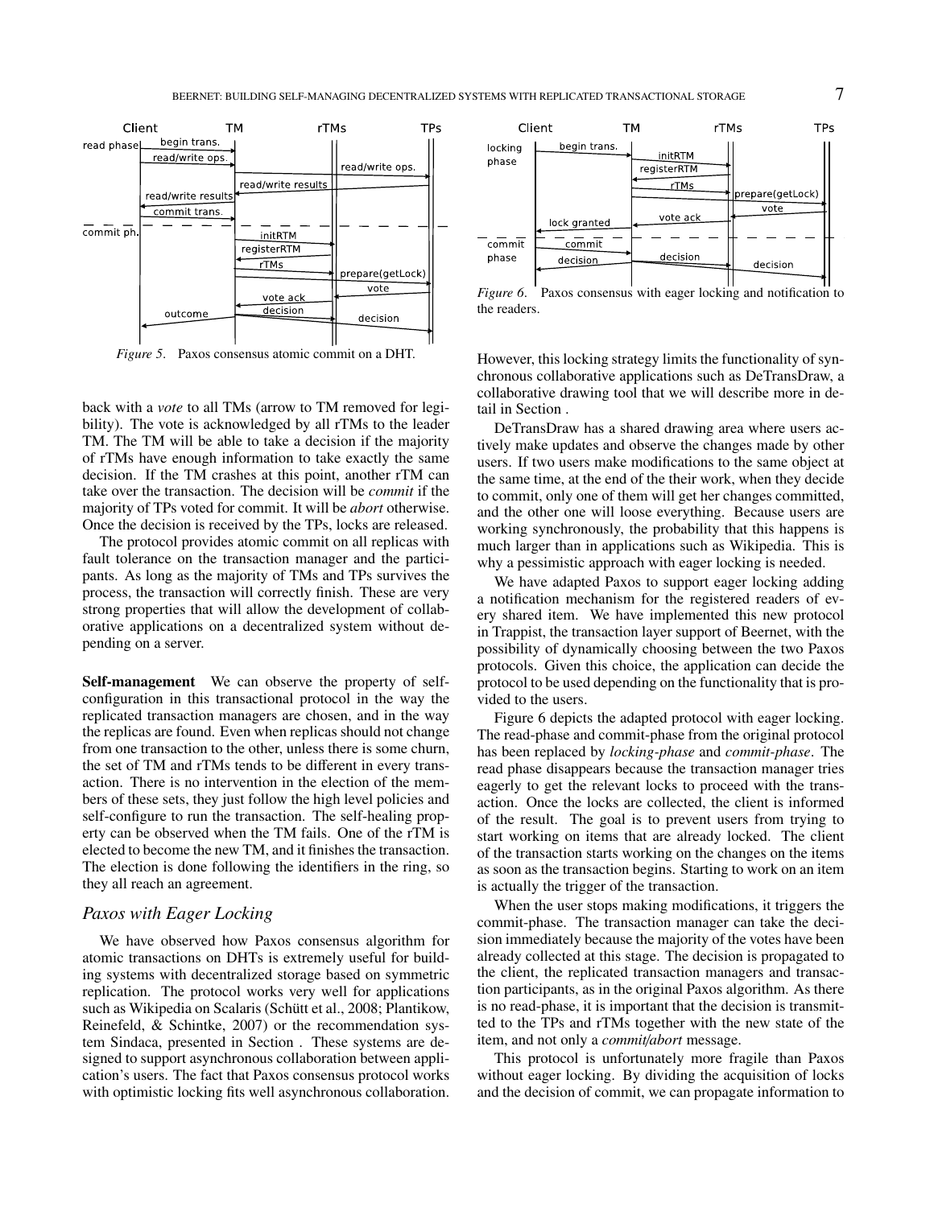*Figure 5.* Paxos consensus atomic commit on a DHT.

back with a *vote* to all TMs (arrow to TM removed for legibility). The vote is acknowledged by all rTMs to the leader TM. The TM will be able to take a decision if the majority of rTMs have enough information to take exactly the same decision. If the TM crashes at this point, another rTM can take over the transaction. The decision will be *commit* if the majority of TPs voted for commit. It will be *abort* otherwise. Once the decision is received by the TPs, locks are released.

The protocol provides atomic commit on all replicas with fault tolerance on the transaction manager and the participants. As long as the majority of TMs and TPs survives the process, the transaction will correctly finish. These are very strong properties that will allow the development of collaborative applications on a decentralized system without depending on a server.

**Self-management** We can observe the property of self-configuration in this transactional protocol in the way the replicated transaction managers are chosen, and in the way the replicas are found. Even when replicas should not change from one transaction to the other, unless there is some churn, the set of TM and rTMs tends to be different in every transaction. There is no intervention in the election of the members of these sets, they just follow the high level policies and self-configure to run the transaction. The self-healing property can be observed when the TM fails. One of the rTM is elected to become the new TM, and it finishes the transaction. The election is done following the identifiers in the ring, so they all reach an agreement.

## *Paxos with Eager Locking*

We have observed how Paxos consensus algorithm for atomic transactions on DHTs is extremely useful for building systems with decentralized storage based on symmetric replication. The protocol works very well for applications such as Wikipedia on Scalaris (Schütt et al., 2008; Plantikow, Reinefeld, & Schintke, 2007) or the recommendation system Sindaca, presented in Section . These systems are designed to support asynchronous collaboration between application's users. The fact that Paxos consensus protocol works with optimistic locking fits well asynchronous collaboration.

*Figure 6.* Paxos consensus with eager locking and notification to the readers.

However, this locking strategy limits the functionality of synchronous collaborative applications such as DeTransDraw, a collaborative drawing tool that we will describe more in detail in Section .

DeTransDraw has a shared drawing area where users actively make updates and observe the changes made by other users. If two users make modifications to the same object at the same time, at the end of the their work, when they decide to commit, only one of them will get her changes committed, and the other one will loose everything. Because users are working synchronously, the probability that this happens is much larger than in applications such as Wikipedia. This is why a pessimistic approach with eager locking is needed.

We have adapted Paxos to support eager locking adding a notification mechanism for the registered readers of every shared item. We have implemented this new protocol in Trappist, the transaction layer support of Beernet, with the possibility of dynamically choosing between the two Paxos protocols. Given this choice, the application can decide the protocol to be used depending on the functionality that is provided to the users.

Figure 6 depicts the adapted protocol with eager locking. The read-phase and commit-phase from the original protocol has been replaced by *locking-phase* and *commit-phase*. The read phase disappears because the transaction manager tries eagerly to get the relevant locks to proceed with the transaction. Once the locks are collected, the client is informed of the result. The goal is to prevent users from trying to start working on items that are already locked. The client of the transaction starts working on the changes on the items as soon as the transaction begins. Starting to work on an item is actually the trigger of the transaction.

When the user stops making modifications, it triggers the commit-phase. The transaction manager can take the decision immediately because the majority of the votes have been already collected at this stage. The decision is propagated to the client, the replicated transaction managers and transaction participants, as in the original Paxos algorithm. As there is no read-phase, it is important that the decision is transmitted to the TPs and rTMs together with the new state of the item, and not only a *commit/abort* message.

This protocol is unfortunately more fragile than Paxos without eager locking. By dividing the acquisition of locks and the decision of commit, we can propagate information to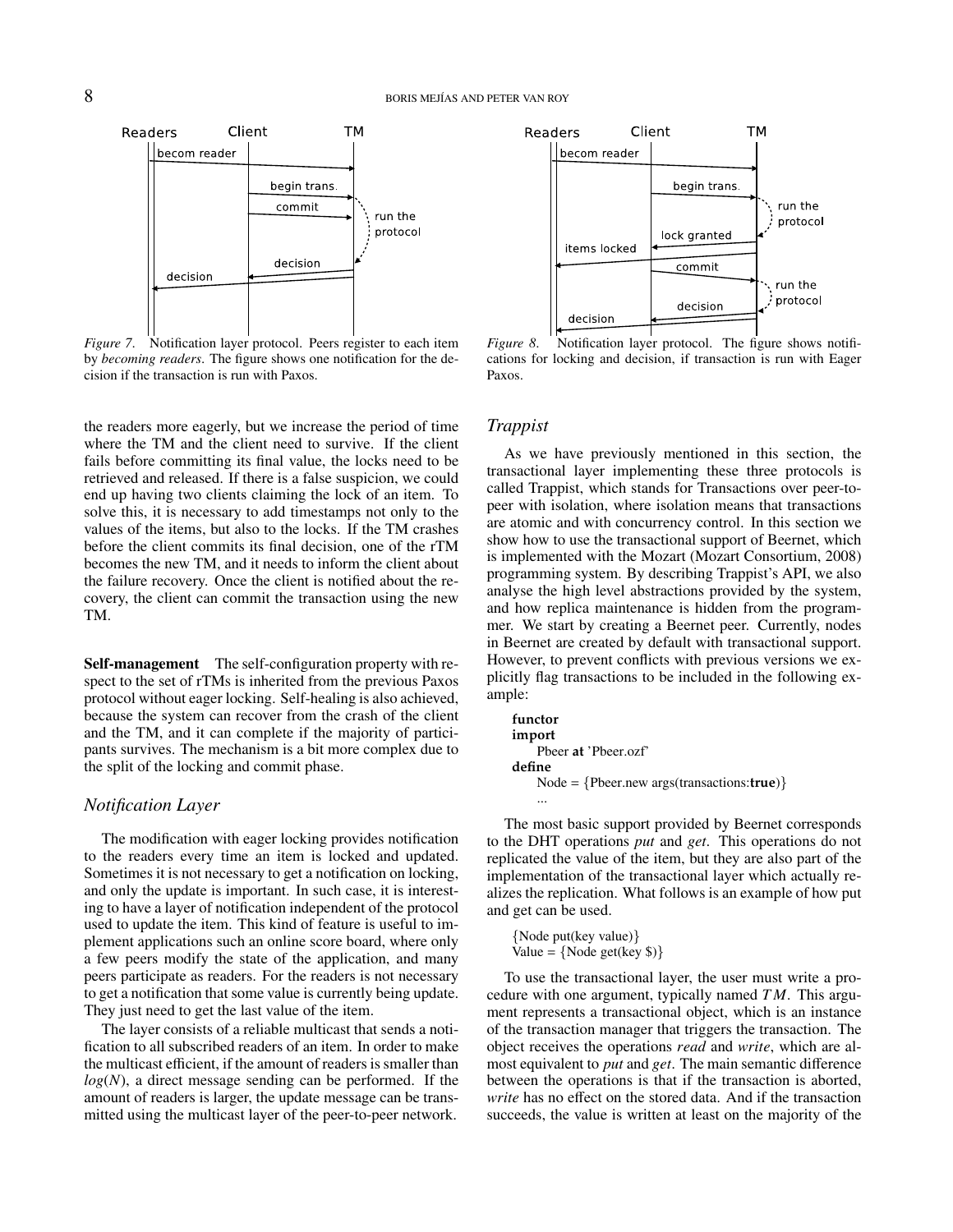*Figure 7.* Notification layer protocol. Peers register to each item by *becoming readers*. The figure shows one notification for the decision if the transaction is run with Paxos.

*Figure 8.* Notification layer protocol. The figure shows notifications for locking and decision, if transaction is run with Eager Paxos.

the readers more eagerly, but we increase the period of time where the TM and the client need to survive. If the client fails before committing its final value, the locks need to be retrieved and released. If there is a false suspicion, we could end up having two clients claiming the lock of an item. To solve this, it is necessary to add timestamps not only to the values of the items, but also to the locks. If the TM crashes before the client commits its final decision, one of the rTM becomes the new TM, and it needs to inform the client about the failure recovery. Once the client is notified about the recovery, the client can commit the transaction using the new TM.

**Self-management** The self-configuration property with respect to the set of rTMs is inherited from the previous Paxos protocol without eager locking. Self-healing is also achieved, because the system can recover from the crash of the client and the TM, and it can complete if the majority of participants survives. The mechanism is a bit more complex due to the split of the locking and commit phase.

### *Notification Layer*

The modification with eager locking provides notification to the readers every time an item is locked and updated. Sometimes it is not necessary to get a notification on locking, and only the update is important. In such case, it is interesting to have a layer of notification independent of the protocol used to update the item. This kind of feature is useful to implement applications such an online score board, where only a few peers modify the state of the application, and many peers participate as readers. For the readers is not necessary to get a notification that some value is currently being update. They just need to get the last value of the item.

The layer consists of a reliable multicast that sends a notification to all subscribed readers of an item. In order to make the multicast efficient, if the amount of readers is smaller than $log(N)$, a direct message sending can be performed. If the amount of readers is larger, the update message can be transmitted using the multicast layer of the peer-to-peer network.

### *Trappist*

As we have previously mentioned in this section, the transactional layer implementing these three protocols is called Trappist, which stands for Transactions over peer-to-peer with isolation, where isolation means that transactions are atomic and with concurrency control. In this section we show how to use the transactional support of Beernet, which is implemented with the Mozart (Mozart Consortium, 2008) programming system. By describing Trappist's API, we also analyse the high level abstractions provided by the system, and how replica maintenance is hidden from the programmer. We start by creating a Beernet peer. Currently, nodes in Beernet are created by default with transactional support. However, to prevent conflicts with previous versions we explicitly flag transactions to be included in the following example:

```
functor
import
    Pbeer at 'Pbeer.ozf'
define
    Node = {Pbeer.new args(transactions:true)}
    ...
```

The most basic support provided by Beernet corresponds to the DHT operations *put* and *get*. This operations do not replicated the value of the item, but they are also part of the implementation of the transactional layer which actually realizes the replication. What follows is an example of how put and get can be used.

```
{Node put(key value)}
Value = {Node get(key $)}
```

To use the transactional layer, the user must write a procedure with one argument, typically named $TM$. This argument represents a transactional object, which is an instance of the transaction manager that triggers the transaction. The object receives the operations *read* and *write*, which are almost equivalent to *put* and *get*. The main semantic difference between the operations is that if the transaction is aborted, *write* has no effect on the stored data. And if the transaction succeeds, the value is written at least on the majority of the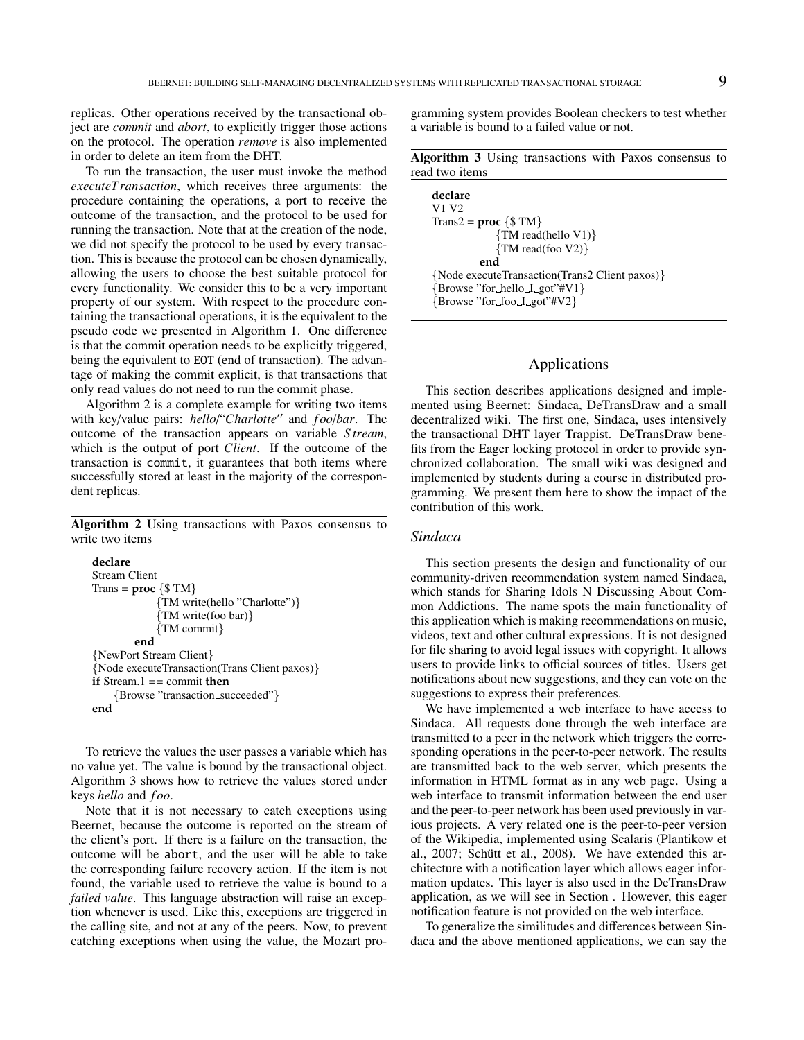replicas. Other operations received by the transactional object are *commit* and *abort*, to explicitly trigger those actions on the protocol. The operation *remove* is also implemented in order to delete an item from the DHT.

To run the transaction, the user must invoke the method *executeTransaction*, which receives three arguments: the procedure containing the operations, a port to receive the outcome of the transaction, and the protocol to be used for running the transaction. Note that at the creation of the node, we did not specify the protocol to be used by every transaction. This is because the protocol can be chosen dynamically, allowing the users to choose the best suitable protocol for every functionality. We consider this to be a very important property of our system. With respect to the procedure containing the transactional operations, it is the equivalent to the pseudo code we presented in Algorithm 1. One difference is that the commit operation needs to be explicitly triggered, being the equivalent to `EOT` (end of transaction). The advantage of making the commit explicit, is that transactions that only read values do not need to run the commit phase.

Algorithm 2 is a complete example for writing two items with key/value pairs: *hello*/"*Charlotte*" and *foo*/*bar*. The outcome of the transaction appears on variable *Stream*, which is the output of port *Client*. If the outcome of the transaction is `commit`, it guarantees that both items where successfully stored at least in the majority of the corresponding replicas.

**Algorithm 2** Using transactions with Paxos consensus to write two items

```
declare
Stream Client
Trans = proc {$ TM}
            {TM write(hello "Charlotte")}
            {TM write(foo bar)}
            {TM commit}
        end
{NewPort Stream Client}
{Node executeTransaction(Trans Client paxos)}
if Stream.1 == commit then
    {Browse "transaction_succeeded"}
end
```

To retrieve the values the user passes a variable which has no value yet. The value is bound by the transactional object. Algorithm 3 shows how to retrieve the values stored under keys *hello* and *foo*.

Note that it is not necessary to catch exceptions using Beernet, because the outcome is reported on the stream of the client's port. If there is a failure on the transaction, the outcome will be `abort`, and the user will be able to take the corresponding failure recovery action. If the item is not found, the variable used to retrieve the value is bound to a *failed value*. This language abstraction will raise an exception whenever is used. Like this, exceptions are triggered in the calling site, and not at any of the peers. Now, to prevent catching exceptions when using the value, the Mozart programming system provides Boolean checkers to test whether a variable is bound to a failed value or not.

**Algorithm 3** Using transactions with Paxos consensus to read two items

```
declare
V1 V2
Trans2 = proc {$ TM}
            {TM read(hello V1)}
            {TM read(foo V2)}
         end
{Node executeTransaction(Trans2 Client paxos)}
{Browse "for_hello_I_got"#V1}
{Browse "for_foo_I_got"#V2}
```

## Applications

This section describes applications designed and implemented using Beernet: Sindaca, DeTransDraw and a small decentralized wiki. The first one, Sindaca, uses intensively the transactional DHT layer Trappist. DeTransDraw benefits from the Eager locking protocol in order to provide synchronized collaboration. The small wiki was designed and implemented by students during a course in distributed programming. We present them here to show the impact of the contribution of this work.

### *Sindaca*

This section presents the design and functionality of our community-driven recommendation system named Sindaca, which stands for Sharing Idols N Discussing About Common Addictions. The name spots the main functionality of this application which is making recommendations on music, videos, text and other cultural expressions. It is not designed for file sharing to avoid legal issues with copyright. It allows users to provide links to official sources of titles. Users get notifications about new suggestions, and they can vote on the suggestions to express their preferences.

We have implemented a web interface to have access to Sindaca. All requests done through the web interface are transmitted to a peer in the network which triggers the corresponding operations in the peer-to-peer network. The results are transmitted back to the web server, which presents the information in HTML format as in any web page. Using a web interface to transmit information between the end user and the peer-to-peer network has been used previously in various projects. A very related one is the peer-to-peer version of the Wikipedia, implemented using Scalaris (Plantikow et al., 2007; Schütt et al., 2008). We have extended this architecture with a notification layer which allows eager information updates. This layer is also used in the DeTransDraw application, as we will see in Section . However, this eager notification feature is not provided on the web interface.

To generalize the similitudes and differences between Sindaca and the above mentioned applications, we can say the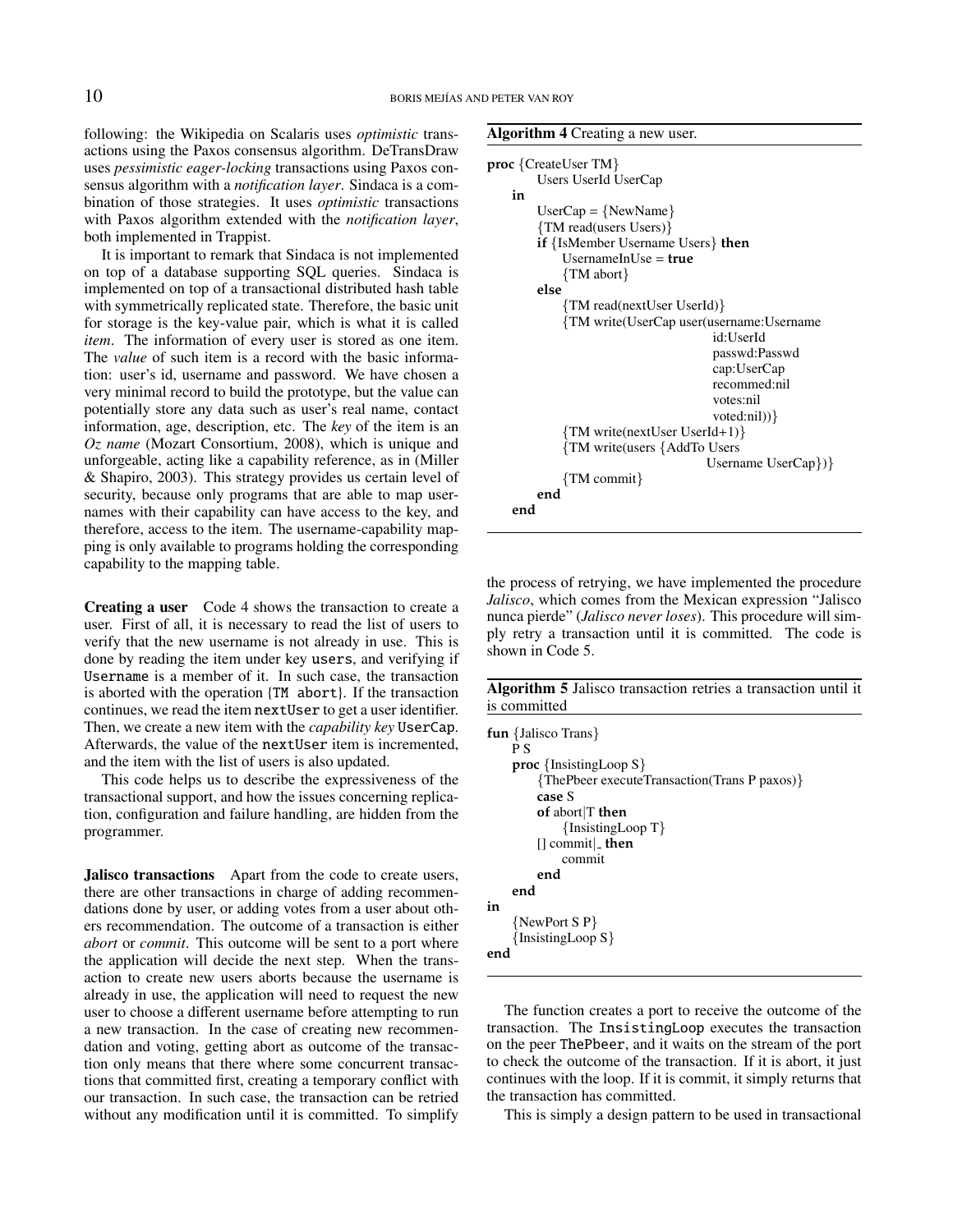following: the Wikipedia on Scalaris uses *optimistic* transactions using the Paxos consensus algorithm. DeTransDraw uses *pessimistic eager-locking* transactions using Paxos consensus algorithm with a *notification layer*. Sindaca is a combination of those strategies. It uses *optimistic* transactions with Paxos algorithm extended with the *notification layer*, both implemented in Trappist.

It is important to remark that Sindaca is not implemented on top of a database supporting SQL queries. Sindaca is implemented on top of a transactional distributed hash table with symmetrically replicated state. Therefore, the basic unit for storage is the key-value pair, which is what it is called *item*. The information of every user is stored as one item. The *value* of such item is a record with the basic information: user's id, username and password. We have chosen a very minimal record to build the prototype, but the value can potentially store any data such as user's real name, contact information, age, description, etc. The *key* of the item is an *Oz name* (Mozart Consortium, 2008), which is unique and unforgeable, acting like a capability reference, as in (Miller & Shapiro, 2003). This strategy provides us certain level of security, because only programs that are able to map usernames with their capability can have access to the key, and therefore, access to the item. The username-capability mapping is only available to programs holding the corresponding capability to the mapping table.

**Creating a user** Code 4 shows the transaction to create a user. First of all, it is necessary to read the list of users to verify that the new username is not already in use. This is done by reading the item under key `users`, and verifying if `Username` is a member of it. In such case, the transaction is aborted with the operation `{TM abort}`. If the transaction continues, we read the item `nextUser` to get a user identifier. Then, we create a new item with the *capability key* `UserCap`. Afterwards, the value of the `nextUser` item is incremented, and the item with the list of users is also updated.

This code helps us to describe the expressiveness of the transactional support, and how the issues concerning replication, configuration and failure handling, are hidden from the programmer.

**Jalisco transactions** Apart from the code to create users, there are other transactions in charge of adding recommendations done by user, or adding votes from a user about others recommendation. The outcome of a transaction is either *abort* or *commit*. This outcome will be sent to a port where the application will decide the next step. When the transaction to create new users aborts because the username is already in use, the application will need to request the new user to choose a different username before attempting to run a new transaction. In the case of creating new recommendation and voting, getting abort as outcome of the transaction only means that there where some concurrent transactions that committed first, creating a temporary conflict with our transaction. In such case, the transaction can be retried without any modification until it is committed. To simplify the process of retrying, we have implemented the procedure *Jalisco*, which comes from the Mexican expression "Jalisco nunca pierde" (*Jalisco never loses*). This procedure will simply retry a transaction until it is committed. The code is shown in Code 5.

**Algorithm 4** Creating a new user.

```
proc {CreateUser TM}
      Users UserId UserCap
   in
      UserCap = {NewName}
      {TM read(users Users)}
      if {IsMember Username Users} then
         UsernameInUse = true
         {TM abort}
      else
         {TM read(nextUser UserId)}
         {TM write(UserCap user(username:Username
                                id:UserId
                                passwd:Passwd
                                cap:UserCap
                                recommed:nil
                                votes:nil
                                voted:nil))}
         {TM write(nextUser UserId+1)}
         {TM write(users {AddTo Users
                              Username UserCap})}
         {TM commit}
      end
   end
```

**Algorithm 5** Jalisco transaction retries a transaction until it is committed

```
fun {Jalisco Trans}
   P S
   proc {InsistingLoop S}
      {ThePbeer executeTransaction(Trans P paxos)}
      case S
      of abort|T then
         {InsistingLoop T}
      [] commit|_ then
         commit
      end
   end
in
   {NewPort S P}
   {InsistingLoop S}
end
```

The function creates a port to receive the outcome of the transaction. The `InsistingLoop` executes the transaction on the peer `ThePbeer`, and it waits on the stream of the port to check the outcome of the transaction. If it is abort, it just continues with the loop. If it is commit, it simply returns that the transaction has committed.

This is simply a design pattern to be used in transactional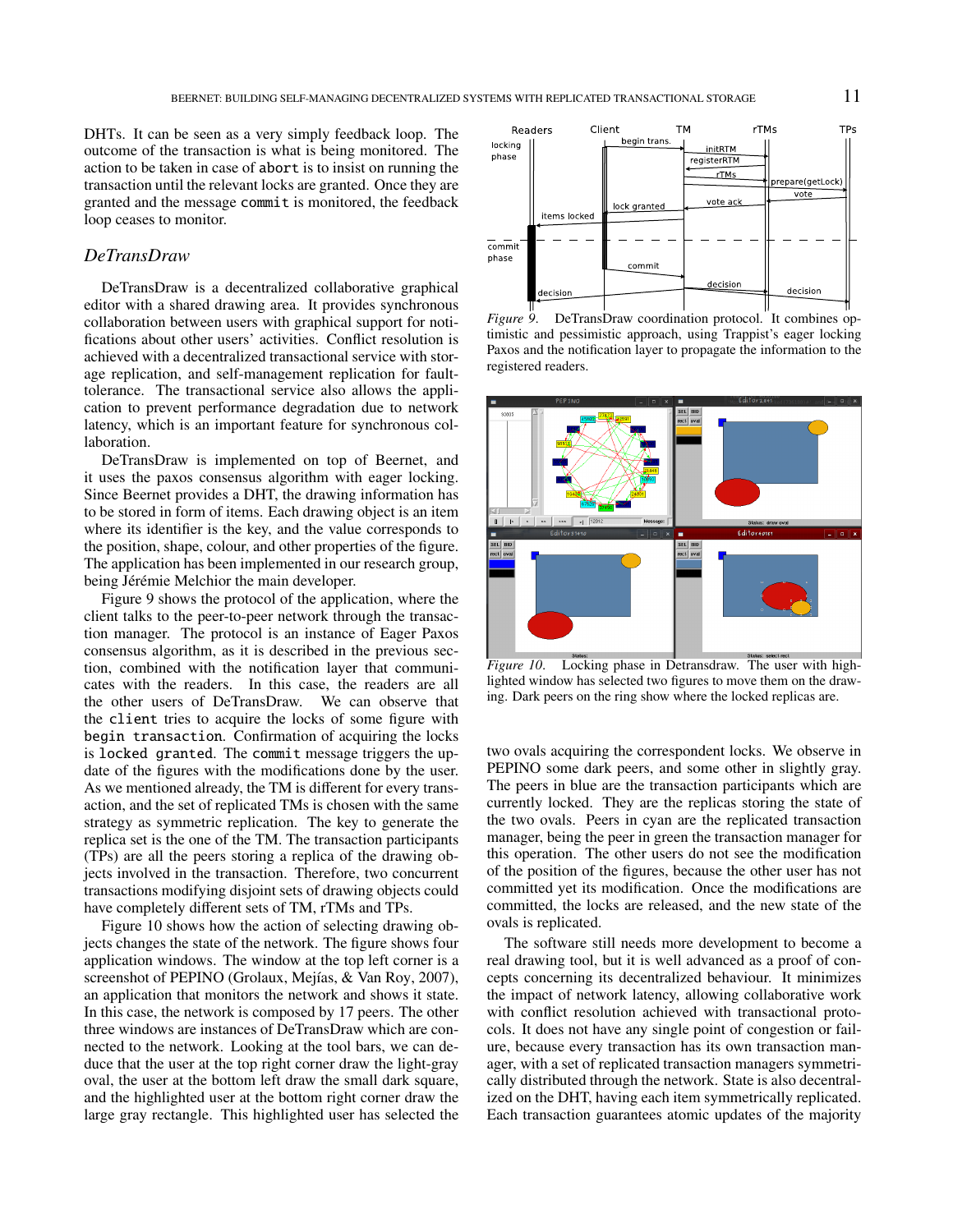DHTs. It can be seen as a very simply feedback loop. The outcome of the transaction is what is being monitored. The action to be taken in case of `abort` is to insist on running the transaction until the relevant locks are granted. Once they are granted and the message `commit` is monitored, the feedback loop ceases to monitor.

### *DeTransDraw*

DeTransDraw is a decentralized collaborative graphical editor with a shared drawing area. It provides synchronous collaboration between users with graphical support for notifications about other users' activities. Conflict resolution is achieved with a decentralized transactional service with storage replication, and self-management replication for fault-tolerance. The transactional service also allows the application to prevent performance degradation due to network latency, which is an important feature for synchronous collaboration.

DeTransDraw is implemented on top of Beernet, and it uses the paxos consensus algorithm with eager locking. Since Beernet provides a DHT, the drawing information has to be stored in form of items. Each drawing object is an item where its identifier is the key, and the value corresponds to the position, shape, colour, and other properties of the figure. The application has been implemented in our research group, being Jérémie Melchior the main developer.

Figure 9 shows the protocol of the application, where the client talks to the peer-to-peer network through the transaction manager. The protocol is an instance of Eager Paxos consensus algorithm, as it is described in the previous section, combined with the notification layer that communicates with the readers. In this case, the readers are all the other users of DeTransDraw. We can observe that the `client` tries to acquire the locks of some figure with `begin transaction`. Confirmation of acquiring the locks is `locked granted`. The `commit` message triggers the update of the figures with the modifications done by the user. As we mentioned already, the TM is different for every transaction, and the set of replicated TMs is chosen with the same strategy as symmetric replication. The key to generate the replica set is the one of the TM. The transaction participants (TPs) are all the peers storing a replica of the drawing objects involved in the transaction. Therefore, two concurrent transactions modifying disjoint sets of drawing objects could have completely different sets of TM, rTMs and TPs.

*Figure 9.* DeTransDraw coordination protocol. It combines optimistic and pessimistic approach, using Trappist's eager locking Paxos and the notification layer to propagate the information to the registered readers.

Figure 10 shows how the action of modifying drawing objects changes the state of the network. The figure shows four application windows. The window at the top left corner is a screenshot of PEPINO (Grolaux, Mejías, & Van Roy, 2007), an application that monitors the network and shows it state. In this case, the network is composed by 17 peers. The other three windows are instances of DeTransDraw which are connected to the network. Looking at the tool bars, we can deduce that the user at the top right corner draw the light-gray oval, the user at the bottom left draw the small dark square, and the highlighted user at the bottom right corner draw the large gray rectangle. This highlighted user has selected the two ovals acquiring the correspondent locks. We observe in PEPINO some dark peers, and some other in slightly gray. The peers in blue are the transaction participants which are currently locked. They are the replicas storing the state of the two ovals. Peers in cyan are the replicated transaction manager, being the peer in green the transaction manager for this operation. The other users do not see the modification of the position of the figures, because the other user has not committed yet its modification. Once the modifications are committed, the locks are released, and the new state of the ovals is replicated.

*Figure 10.* Locking phase in Detransdraw. The user with highlighted window has selected two figures to move them on the drawing. Dark peers on the ring show where the locked replicas are.

The software still needs more development to become a real drawing tool, but it is well advanced as a proof of concepts concerning its decentralized behaviour. It minimizes the impact of network latency, allowing collaborative work with conflict resolution achieved with transactional protocols. It does not have any single point of congestion or failure, because every transaction has its own transaction manager, with a set of replicated transaction managers symmetrically distributed through the network. State is also decentralized on the DHT, having each item symmetrically replicated. Each transaction guarantees atomic updates of the majority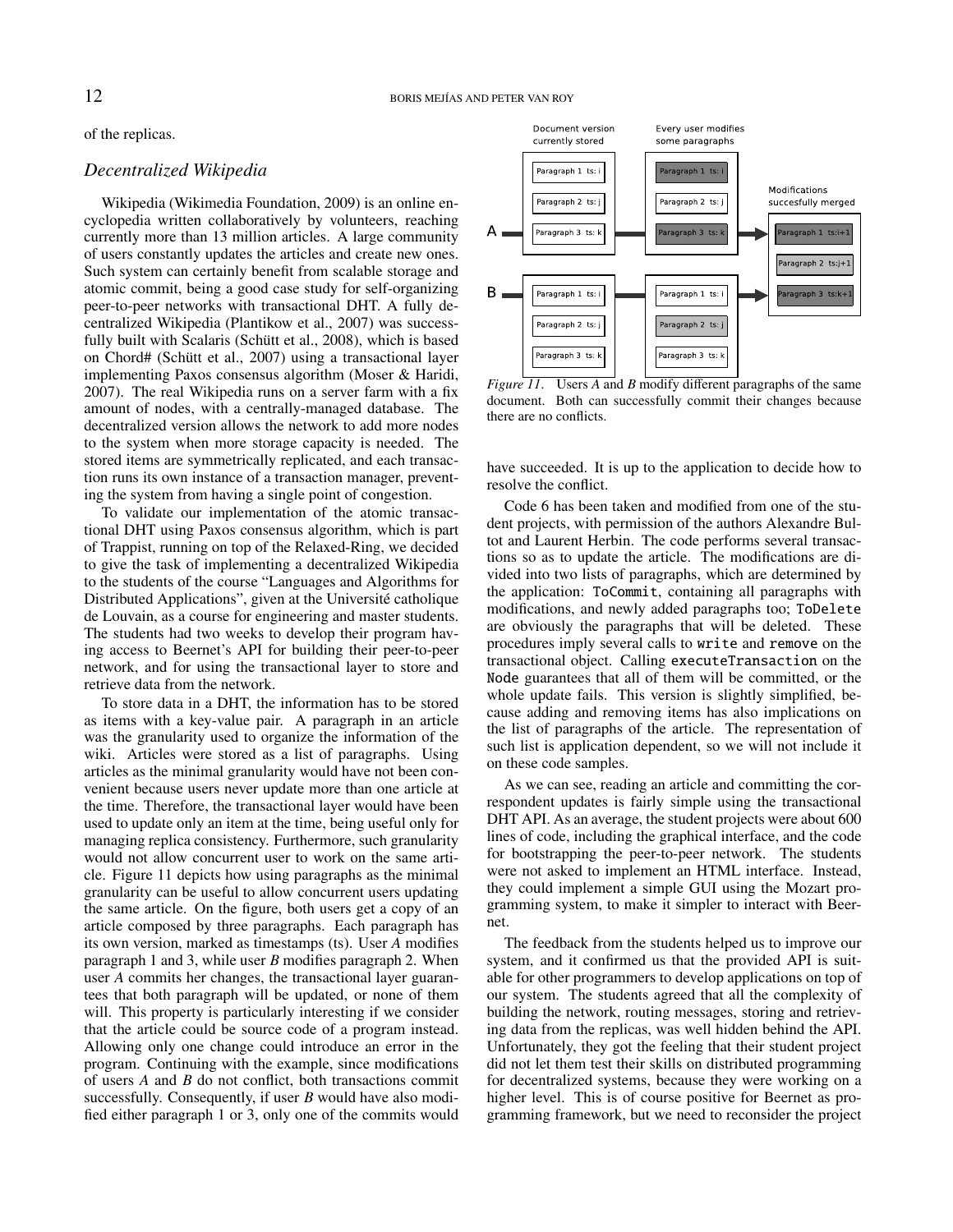of the replicas.

### *Decentralized Wikipedia*

Wikipedia (Wikimedia Foundation, 2009) is an online encyclopedia written collaboratively by volunteers, reaching currently more than 13 million articles. A large community of users constantly updates the articles and create new ones. Such system can certainly benefit from scalable storage and atomic commit, being a good case study for self-organizing peer-to-peer networks with transactional DHT. A fully decentralized Wikipedia (Plantikow et al., 2007) was successfully built with Scalaris (Schütt et al., 2008), which is based on Chord# (Schütt et al., 2007) using a transactional layer implementing Paxos consensus algorithm (Moser & Haridi, 2007). The real Wikipedia runs on a server farm with a fix amount of nodes, with a centrally-managed database. The decentralized version allows the network to add more nodes to the system when more storage capacity is needed. The stored items are symmetrically replicated, and each transaction runs its own instance of a transaction manager, preventing the system from having a single point of congestion.

To validate our implementation of the atomic transactional DHT using Paxos consensus algorithm, which is part of Trappist, running on top of the Relaxed-Ring, we decided to give the task of implementing a decentralized Wikipedia to the students of the course "Languages and Algorithms for Distributed Applications", given at the Université catholique de Louvain, as a course for engineering and master students. The students had two weeks to develop their program having access to Beernet's API for building their peer-to-peer network, and for using the transactional layer to store and retrieve data from the network.

To store data in a DHT, the information has to be stored as items with a key-value pair. A paragraph in an article was the granularity used to organize the information of the wiki. Articles were stored as a list of paragraphs. Using articles as the minimal granularity would have not been convenient because users never update more than one article at the time. Therefore, the transactional layer would have been used to update only an item at the time, being useful only for managing replica consistency. Furthermore, such granularity would not allow concurrent user to work on the same article. Figure 11 depicts how using paragraphs as the minimal granularity can be useful to allow concurrent users updating the same article. On the figure, both users get a copy of an article composed by three paragraphs. Each paragraph has its own version, marked as timestamps (ts). User *A* modifies paragraph 1 and 3, while user *B* modifies paragraph 2. When user *A* commits her changes, the transactional layer guarantees that both paragraph will be updated, or none of them will. This property is particularly interesting if we consider that the article could be source code of a program instead. Allowing only one change could introduce an error in the program. Continuing with the example, since modifications of users *A* and *B* do not conflict, both transactions commit successfully. Consequently, if user *B* would have also modified either paragraph 1 or 3, only one of the commits would have succeeded. It is up to the application to decide how to resolve the conflict.

*Figure 11*. Users *A* and *B* modify different paragraphs of the same document. Both can successfully commit their changes because there are no conflicts.

Code 6 has been taken and modified from one of the student projects, with permission of the authors Alexandre Bultot and Laurent Herbin. The code performs several transactions so as to update the article. The modifications are divided into two lists of paragraphs, which are determined by the application: `ToCommit`, containing all paragraphs with modifications, and newly added paragraphs too; `ToDelete` are obviously the paragraphs that will be deleted. These procedures imply several calls to `write` and `remove` on the transactional object. Calling `executeTransaction` on the `Node` guarantees that all of them will be committed, or the whole update fails. This version is slightly simplified, because adding and removing items has also implications on the list of paragraphs of the article. The representation of such list is application dependent, so we will not include it on these code samples.

As we can see, reading an article and committing the correspondent updates is fairly simple using the transactional DHT API. As an average, the student projects were about 600 lines of code, including the graphical interface, and the code for bootstrapping the peer-to-peer network. The students were not asked to implement an HTML interface. Instead, they could implement a simple GUI using the Mozart programming system, to make it simpler to interact with Beernet.

The feedback from the students helped us to improve our system, and it confirmed us that the provided API is suitable for other programmers to develop applications on top of our system. The students agreed that all the complexity of building the network, routing messages, storing and retrieving data from the replicas, was well hidden behind the API. Unfortunately, they got the feeling that their student project did not let them test their skills on distributed programming for decentralized systems, because they were working on a higher level. This is of course positive for Beernet as programming framework, but we need to reconsider the project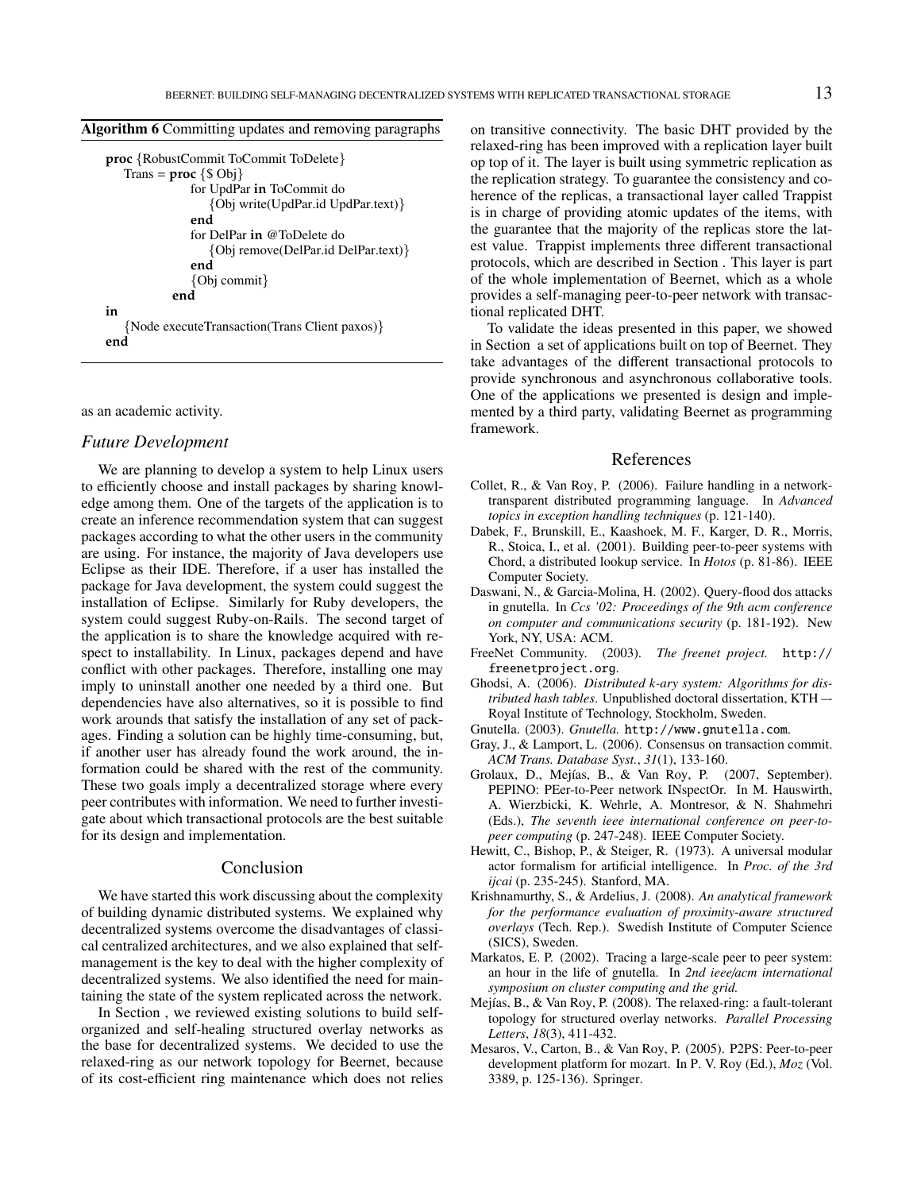**Algorithm 6** Committing updates and removing paragraphs

```
proc {RobustCommit ToCommit ToDelete}
   Trans = proc {$ Obj}
              for UpdPar in ToCommit do
                 {Obj write(UpdPar.id UpdPar.text)}
              end
              for DelPar in @ToDelete do
                 {Obj remove(DelPar.id DelPar.text)}
              end
              {Obj commit}
           end
in
   {Node executeTransaction(Trans Client paxos)}
end
```

as an academic activity.

### *Future Development*

We are planning to develop a system to help Linux users to efficiently choose and install packages by sharing knowledge among them. One of the targets of the application is to create an inference recommendation system that can suggest packages according to what the other users in the community are using. For instance, the majority of Java developers use Eclipse as their IDE. Therefore, if a user has installed the package for Java development, the system could suggest the installation of Eclipse. Similarly for Ruby developers, the system could suggest Ruby-on-Rails. The second target of the application is to share the knowledge acquired with respect to installability. In Linux, packages depend and have conflict with other packages. Therefore, installing one may imply to uninstall another one needed by a third one. But dependencies have also alternatives, so it is possible to find work arounds that satisfy the installation of any set of packages. Finding a solution can be highly time-consuming, but, if another user has already found the work around, the information could be shared with the rest of the community. These two goals imply a decentralized storage where every peer contributes with information. We need to further investigate about which transactional protocols are the best suitable for its design and implementation.

## Conclusion

We have started this work discussing about the complexity of building dynamic distributed systems. We explained why decentralized systems overcome the disadvantages of classical centralized architectures, and we also explained that self-management is the key to deal with the higher complexity of decentralized systems. We also identified the need for maintaining the state of the system replicated across the network.

In Section , we reviewed existing solutions to build self-organized and self-healing structured overlay networks as the base for decentralized systems. We decided to use the relaxed-ring as our network topology for Beernet, because of its cost-efficient ring maintenance which does not relies on transitive connectivity. The basic DHT provided by the relaxed-ring has been improved with a replication layer built op top of it. The layer is built using symmetric replication as the replication strategy. To guarantee the consistency and coherence of the replicas, a transactional layer called Trappist is in charge of providing atomic updates of the items, with the guarantee that the majority of the replicas store the latest value. Trappist implements three different transactional protocols, which are described in Section . This layer is part of the whole implementation of Beernet, which as a whole provides a self-managing peer-to-peer network with transactional replicated DHT.

To validate the ideas presented in this paper, we showed in Section  a set of applications built on top of Beernet. They take advantages of the different transactional protocols to provide synchronous and asynchronous collaborative tools. One of the applications we presented is design and implemented by a third party, validating Beernet as programming framework.

## References

Collet, R., & Van Roy, P. (2006). Failure handling in a network-transparent distributed programming language. In *Advanced topics in exception handling techniques* (p. 121-140).

Dabek, F., Brunskill, E., Kaashoek, M. F., Karger, D. R., Morris, R., Stoica, I., et al. (2001). Building peer-to-peer systems with Chord, a distributed lookup service. In *Hotos* (p. 81-86). IEEE Computer Society.

Daswani, N., & Garcia-Molina, H. (2002). Query-flood dos attacks in gnutella. In *Ccs '02: Proceedings of the 9th acm conference on computer and communications security* (p. 181-192). New York, NY, USA: ACM.

FreeNet Community. (2003). *The freenet project.* http://freenetproject.org.

Ghodsi, A. (2006). *Distributed k-ary system: Algorithms for distributed hash tables*. Unpublished doctoral dissertation, KTH — Royal Institute of Technology, Stockholm, Sweden.

Gnutella. (2003). *Gnutella.* http://www.gnutella.com.

Gray, J., & Lamport, L. (2006). Consensus on transaction commit. *ACM Trans. Database Syst.*, *31*(1), 133-160.

Grolaux, D., Mejías, B., & Van Roy, P. (2007, September). PEPINO: PEer-to-Peer network INspectOr. In M. Hauswirth, A. Wierzbicki, K. Wehrle, A. Montresor, & N. Shahmehri (Eds.), *The seventh ieee international conference on peer-to-peer computing* (p. 247-248). IEEE Computer Society.

Hewitt, C., Bishop, P., & Steiger, R. (1973). A universal modular actor formalism for artificial intelligence. In *Proc. of the 3rd ijcai* (p. 235-245). Stanford, MA.

Krishnamurthy, S., & Ardelius, J. (2008). *An analytical framework for the performance evaluation of proximity-aware structured overlays* (Tech. Rep.). Swedish Institute of Computer Science (SICS), Sweden.

Markatos, E. P. (2002). Tracing a large-scale peer to peer system: an hour in the life of gnutella. In *2nd ieee/acm international symposium on cluster computing and the grid.*

Mejías, B., & Van Roy, P. (2008). The relaxed-ring: a fault-tolerant topology for structured overlay networks. *Parallel Processing Letters*, *18*(3), 411-432.

Mesaros, V., Carton, B., & Van Roy, P. (2005). P2PS: Peer-to-peer development platform for mozart. In P. V. Roy (Ed.), *Moz* (Vol. 3389, p. 125-136). Springer.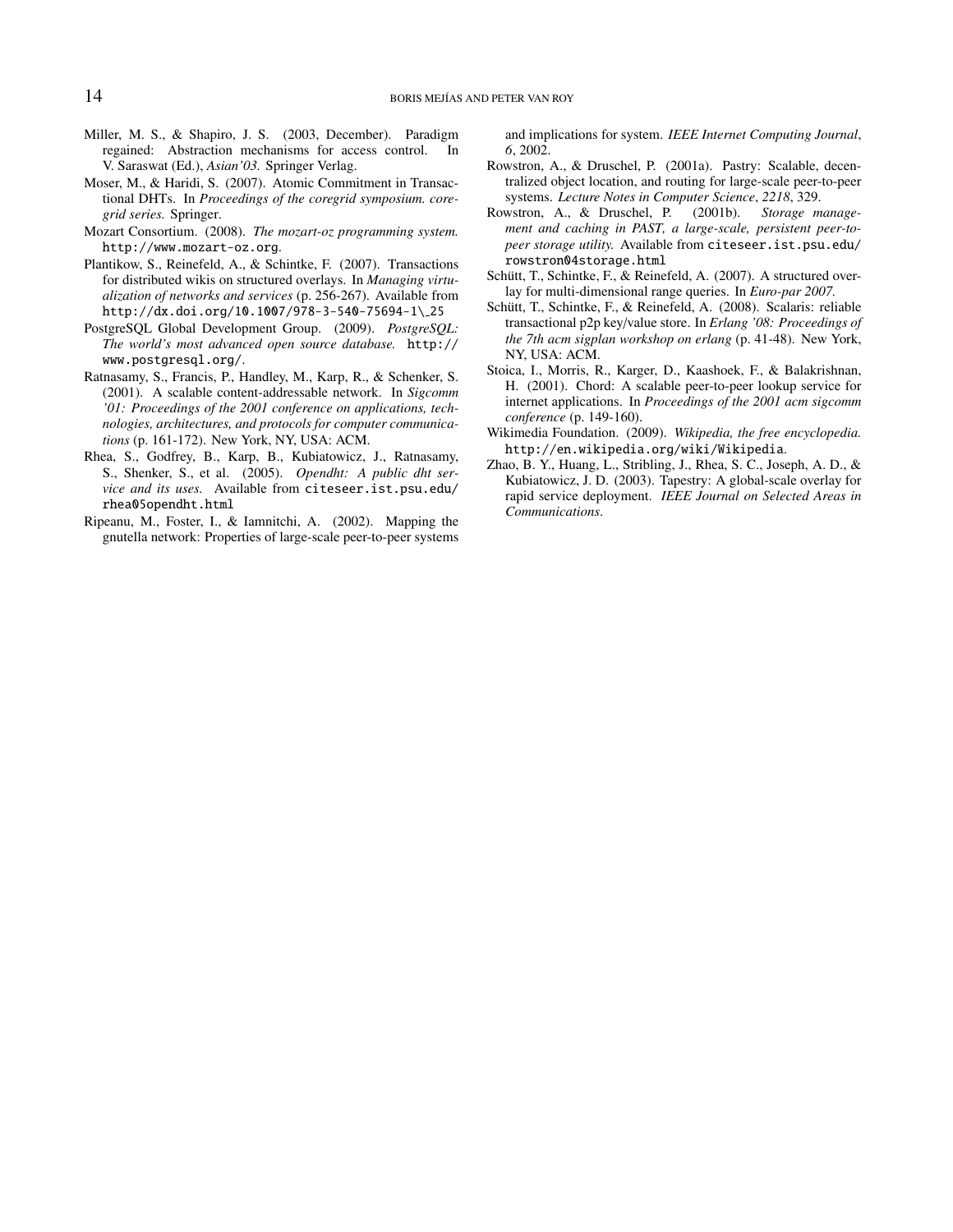Miller, M. S., & Shapiro, J. S. (2003, December). Paradigm regained: Abstraction mechanisms for access control. In V. Saraswat (Ed.), *Asian'03.* Springer Verlag.

Moser, M., & Haridi, S. (2007). Atomic Commitment in Transactional DHTs. In *Proceedings of the coregrid symposium. coregrid series.* Springer.

Mozart Consortium. (2008). *The mozart-oz programming system.* http://www.mozart-oz.org.

Plantikow, S., Reinefeld, A., & Schintke, F. (2007). Transactions for distributed wikis on structured overlays. In *Managing virtualization of networks and services* (p. 256-267). Available from http://dx.doi.org/10.1007/978-3-540-75694-1\_25

PostgreSQL Global Development Group. (2009). *PostgreSQL: The world's most advanced open source database.* http://www.postgresql.org/.

Ratnasamy, S., Francis, P., Handley, M., Karp, R., & Schenker, S. (2001). A scalable content-addressable network. In *Sigcomm '01: Proceedings of the 2001 conference on applications, technologies, architectures, and protocols for computer communications* (p. 161-172). New York, NY, USA: ACM.

Rhea, S., Godfrey, B., Karp, B., Kubiatowicz, J., Ratnasamy, S., Shenker, S., et al. (2005). *Opendht: A public dht service and its uses.* Available from citeseer.ist.psu.edu/rhea05opendht.html

Ripeanu, M., Foster, I., & Iamnitchi, A. (2002). Mapping the gnutella network: Properties of large-scale peer-to-peer systems and implications for system. *IEEE Internet Computing Journal*, *6*, 2002.

Rowstron, A., & Druschel, P. (2001a). Pastry: Scalable, decentralized object location, and routing for large-scale peer-to-peer systems. *Lecture Notes in Computer Science*, *2218*, 329.

Rowstron, A., & Druschel, P. (2001b). *Storage management and caching in PAST, a large-scale, persistent peer-to-peer storage utility.* Available from citeseer.ist.psu.edu/rowstron04storage.html

Schütt, T., Schintke, F., & Reinefeld, A. (2007). A structured overlay for multi-dimensional range queries. In *Euro-par 2007.*

Schütt, T., Schintke, F., & Reinefeld, A. (2008). Scalaris: reliable transactional p2p key/value store. In *Erlang '08: Proceedings of the 7th acm sigplan workshop on erlang* (p. 41-48). New York, NY, USA: ACM.

Stoica, I., Morris, R., Karger, D., Kaashoek, F., & Balakrishnan, H. (2001). Chord: A scalable peer-to-peer lookup service for internet applications. In *Proceedings of the 2001 acm sigcomm conference* (p. 149-160).

Wikimedia Foundation. (2009). *Wikipedia, the free encyclopedia.* http://en.wikipedia.org/wiki/Wikipedia.

Zhao, B. Y., Huang, L., Stribling, J., Rhea, S. C., Joseph, A. D., & Kubiatowicz, J. D. (2003). Tapestry: A global-scale overlay for rapid service deployment. *IEEE Journal on Selected Areas in Communications*.